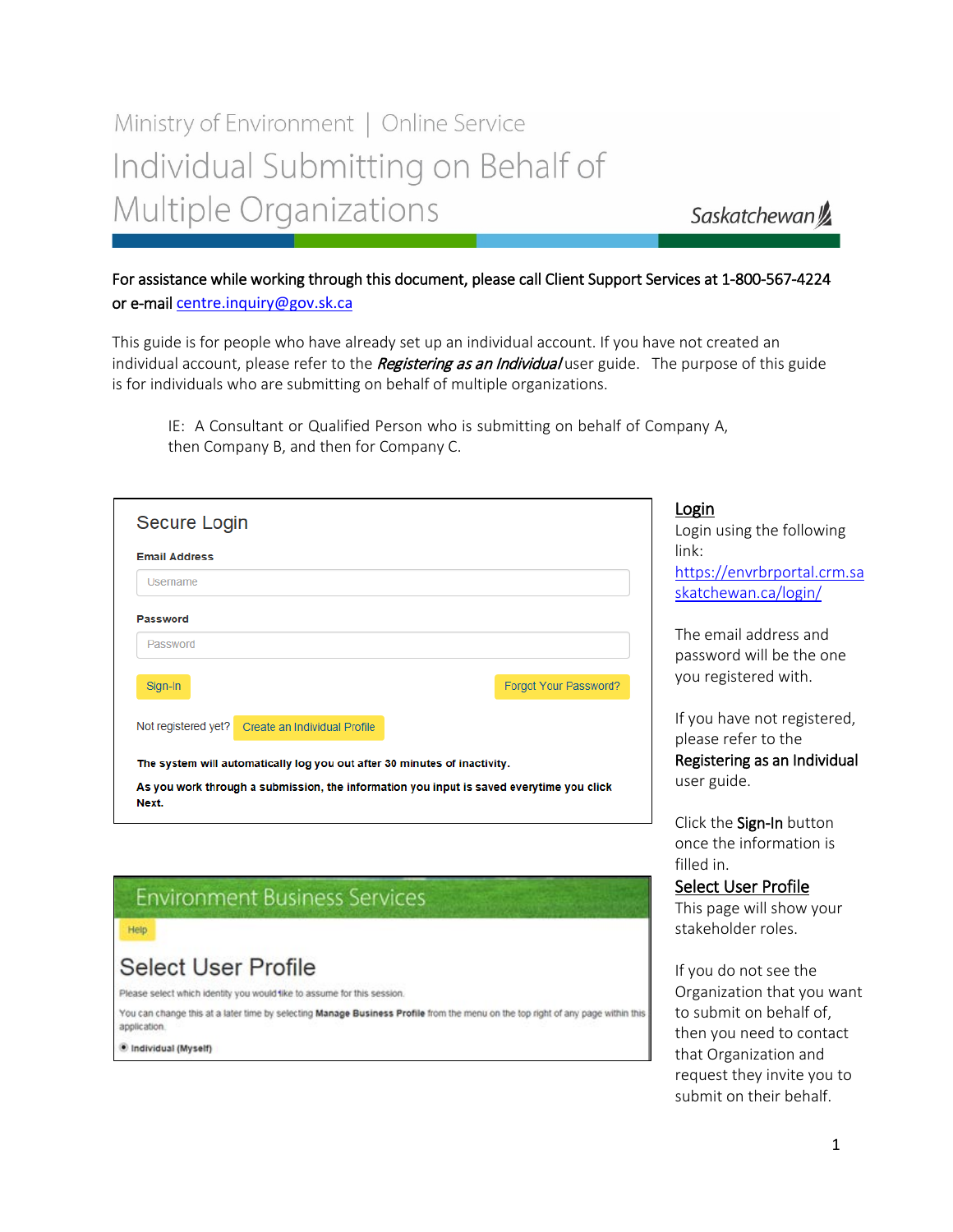Ministry of Environment | Online Service

# Individual Submitting on Behalf of Multiple Organizations

Saskatchewan

**For assistance while working through this document, please call Client Support Services at 1-800-567-4224 or e-mail centre.inquiry@gov.sk.ca**

This guide is for people who have already set up an individual account. If you have not created an individual account, please refer to the ***Registering as an Individual*** user guide. The purpose of this guide is for individuals who are submitting on behalf of multiple organizations.

> IE: A Consultant or Qualified Person who is submitting on behalf of Company A, then Company B, and then for Company C.

Secure Login

Email Address

Username

Password

Password

Sign-In | Forgot Your Password?

Not registered yet? Create an Individual Profile

**The system will automatically log you out after 30 minutes of inactivity.**

**As you work through a submission, the information you input is saved everytime you click Next.**

## Login

Login using the following link: https://envrbrportal.crm.saskatchewan.ca/login/

The email address and password will be the one you registered with.

If you have not registered, please refer to the **Registering as an Individual** user guide.

Click the **Sign-In** button once the information is filled in.

Environment Business Services

Help

Select User Profile

Please select which identity you would like to assume for this session.

You can change this at a later time by selecting **Manage Business Profile** from the menu on the top right of any page within this application.

◉ **Individual (Myself)**

## Select User Profile

This page will show your stakeholder roles.

If you do not see the Organization that you want to submit on behalf of, then you need to contact that Organization and request they invite you to submit on their behalf.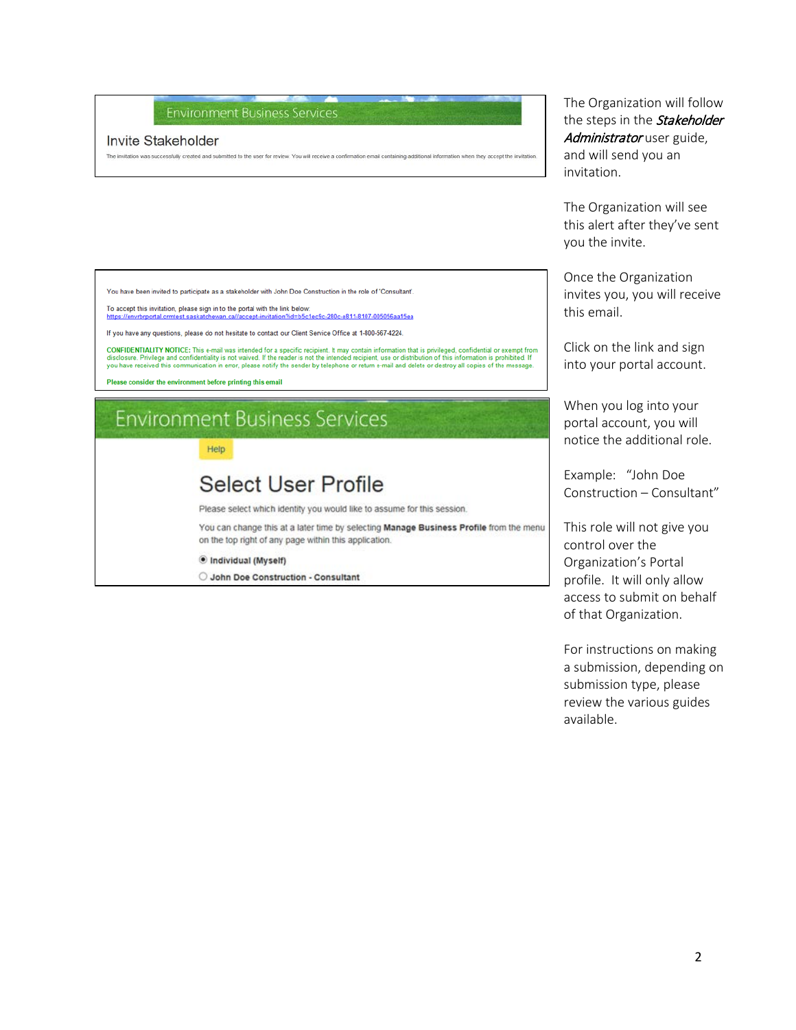Environment Business Services

Invite Stakeholder

The invitation was successfully created and submitted to the user for review. You will receive a confirmation email containing additional information when they accept the invitation.

The Organization will follow the steps in the ***Stakeholder Administrator*** user guide, and will send you an invitation.

The Organization will see this alert after they've sent you the invite.

You have been invited to participate as a stakeholder with John Doe Construction in the role of 'Consultant'.

To accept this invitation, please sign in to the portal with the link below:
https://envrbrportal.crmtest.saskatchewan.ca//accept-invitation?id=b5c1ec6c-280c-e811-8107-005056aa15ea

If you have any questions, please do not hesitate to contact our Client Service Office at 1-800-567-4224.

CONFIDENTIALITY NOTICE: This e-mail was intended for a specific recipient. It may contain information that is privileged, confidential or exempt from disclosure. Privilege and confidentiality is not waived. If the reader is not the intended recipient, use or distribution of this information is prohibited. If you have received this communication in error, please notify the sender by telephone or return e-mail and delete or destroy all copies of the message.

Please consider the environment before printing this email

Once the Organization invites you, you will receive this email.

Click on the link and sign into your portal account.

Environment Business Services

Help

## Select User Profile

Please select which identity you would like to assume for this session.

You can change this at a later time by selecting **Manage Business Profile** from the menu on the top right of any page within this application.

- (•) **Individual (Myself)**
- ( ) **John Doe Construction - Consultant**

When you log into your portal account, you will notice the additional role.

Example: "John Doe Construction – Consultant"

This role will not give you control over the Organization's Portal profile. It will only allow access to submit on behalf of that Organization.

For instructions on making a submission, depending on submission type, please review the various guides available.